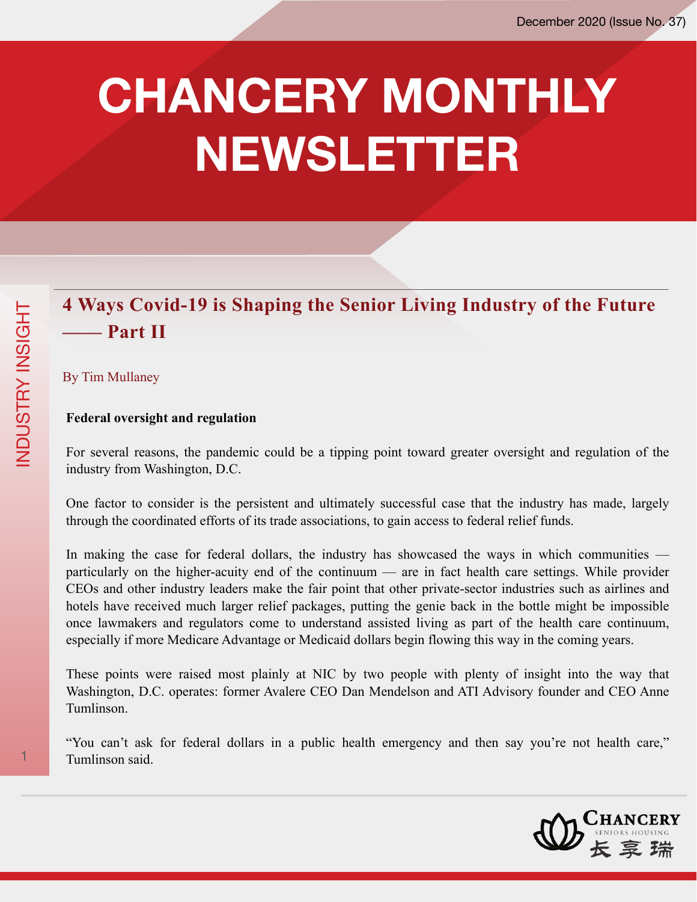# CHANCERY MONTHLY NEWSLETTER

December 2020 (Issue No. 37)

INDUSTRY INSIGHT

## 4 Ways Covid-19 is Shaping the Senior Living Industry of the Future —— Part II

By Tim Mullaney

**Federal oversight and regulation**

For several reasons, the pandemic could be a tipping point toward greater oversight and regulation of the industry from Washington, D.C.

One factor to consider is the persistent and ultimately successful case that the industry has made, largely through the coordinated efforts of its trade associations, to gain access to federal relief funds.

In making the case for federal dollars, the industry has showcased the ways in which communities — particularly on the higher-acuity end of the continuum — are in fact health care settings. While provider CEOs and other industry leaders make the fair point that other private-sector industries such as airlines and hotels have received much larger relief packages, putting the genie back in the bottle might be impossible once lawmakers and regulators come to understand assisted living as part of the health care continuum, especially if more Medicare Advantage or Medicaid dollars begin flowing this way in the coming years.

These points were raised most plainly at NIC by two people with plenty of insight into the way that Washington, D.C. operates: former Avalere CEO Dan Mendelson and ATI Advisory founder and CEO Anne Tumlinson.

"You can't ask for federal dollars in a public health emergency and then say you're not health care," Tumlinson said.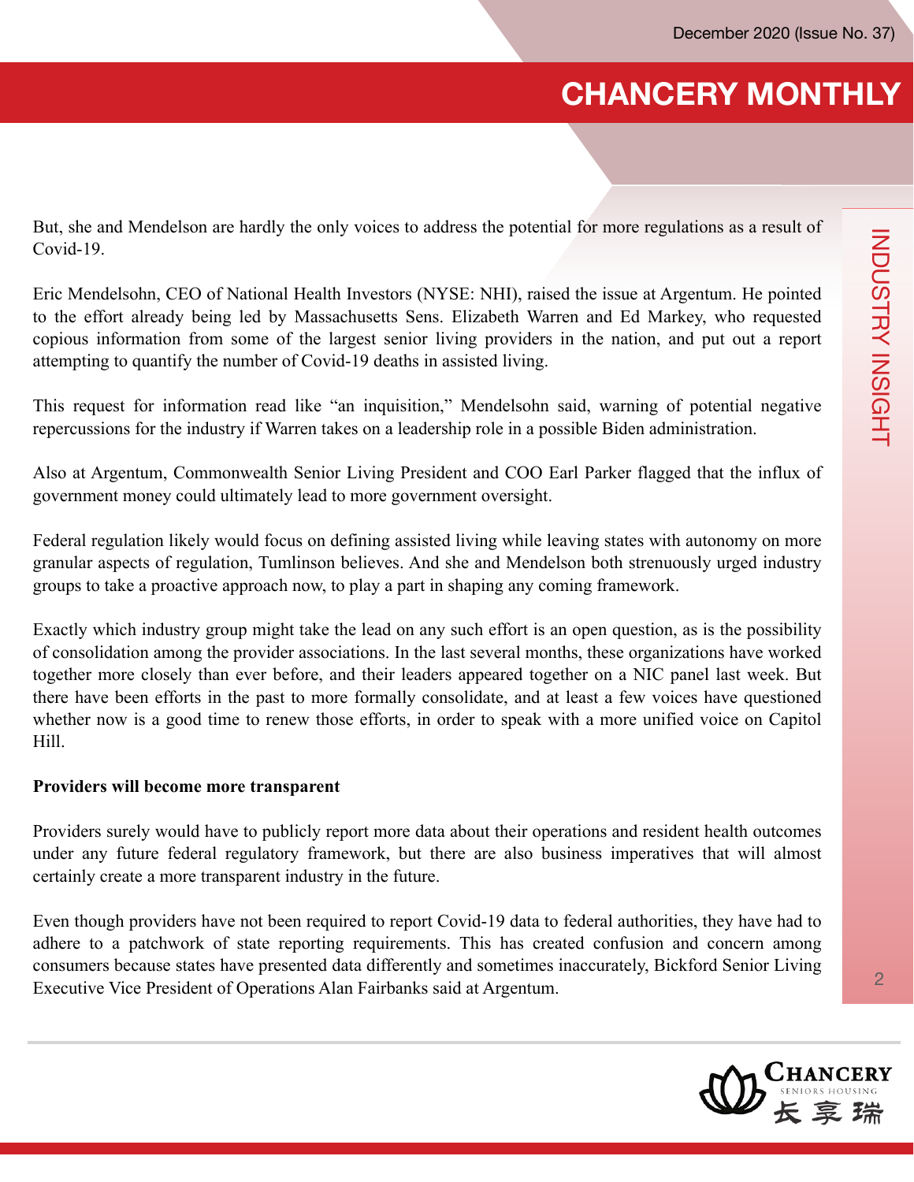But, she and Mendelson are hardly the only voices to address the potential for more regulations as a result of Covid-19.

Eric Mendelsohn, CEO of National Health Investors (NYSE: NHI), raised the issue at Argentum. He pointed to the effort already being led by Massachusetts Sens. Elizabeth Warren and Ed Markey, who requested copious information from some of the largest senior living providers in the nation, and put out a report attempting to quantify the number of Covid-19 deaths in assisted living.

This request for information read like "an inquisition," Mendelsohn said, warning of potential negative repercussions for the industry if Warren takes on a leadership role in a possible Biden administration.

Also at Argentum, Commonwealth Senior Living President and COO Earl Parker flagged that the influx of government money could ultimately lead to more government oversight.

Federal regulation likely would focus on defining assisted living while leaving states with autonomy on more granular aspects of regulation, Tumlinson believes. And she and Mendelson both strenuously urged industry groups to take a proactive approach now, to play a part in shaping any coming framework.

Exactly which industry group might take the lead on any such effort is an open question, as is the possibility of consolidation among the provider associations. In the last several months, these organizations have worked together more closely than ever before, and their leaders appeared together on a NIC panel last week. But there have been efforts in the past to more formally consolidate, and at least a few voices have questioned whether now is a good time to renew those efforts, in order to speak with a more unified voice on Capitol Hill.

**Providers will become more transparent**

Providers surely would have to publicly report more data about their operations and resident health outcomes under any future federal regulatory framework, but there are also business imperatives that will almost certainly create a more transparent industry in the future.

Even though providers have not been required to report Covid-19 data to federal authorities, they have had to adhere to a patchwork of state reporting requirements. This has created confusion and concern among consumers because states have presented data differently and sometimes inaccurately, Bickford Senior Living Executive Vice President of Operations Alan Fairbanks said at Argentum.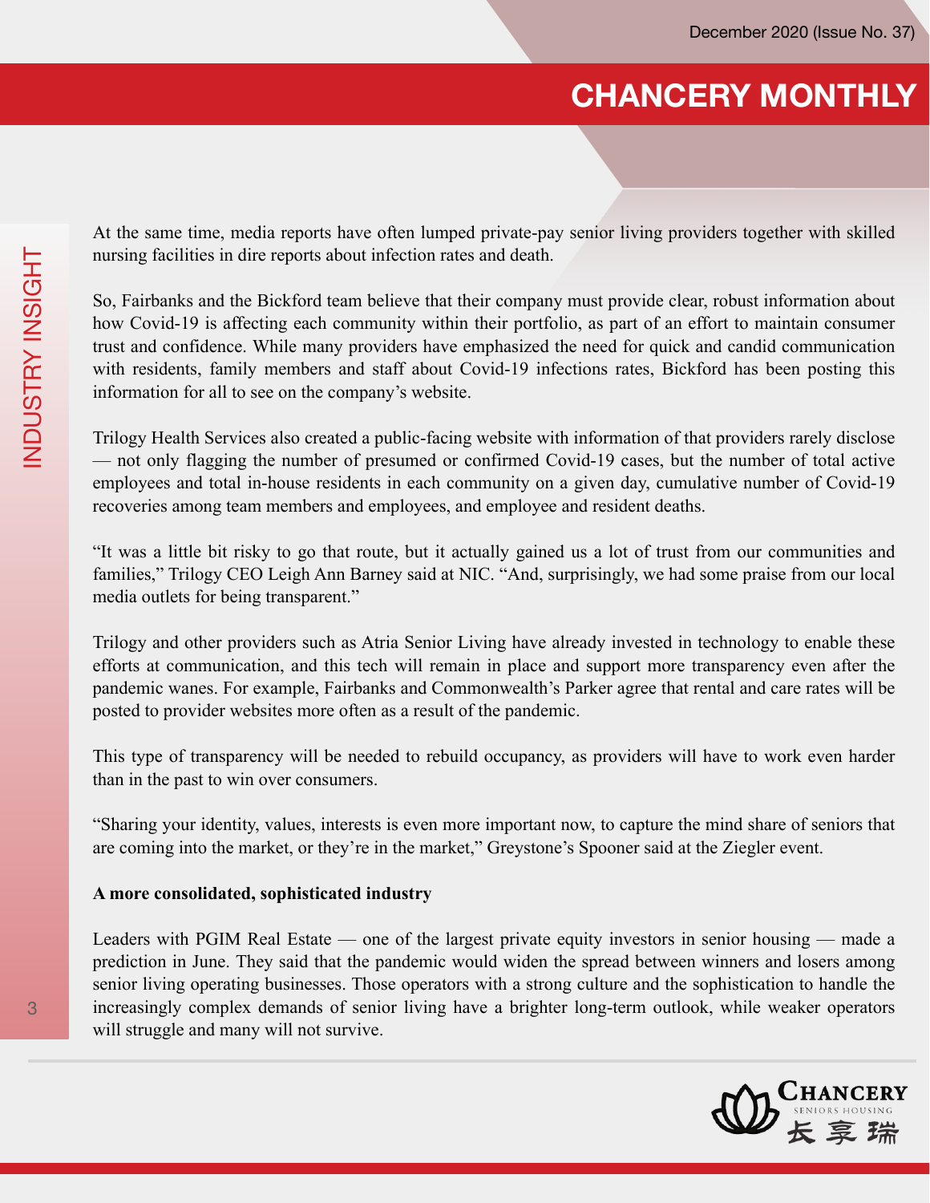At the same time, media reports have often lumped private-pay senior living providers together with skilled nursing facilities in dire reports about infection rates and death.

So, Fairbanks and the Bickford team believe that their company must provide clear, robust information about how Covid-19 is affecting each community within their portfolio, as part of an effort to maintain consumer trust and confidence. While many providers have emphasized the need for quick and candid communication with residents, family members and staff about Covid-19 infections rates, Bickford has been posting this information for all to see on the company's website.

Trilogy Health Services also created a public-facing website with information of that providers rarely disclose — not only flagging the number of presumed or confirmed Covid-19 cases, but the number of total active employees and total in-house residents in each community on a given day, cumulative number of Covid-19 recoveries among team members and employees, and employee and resident deaths.

"It was a little bit risky to go that route, but it actually gained us a lot of trust from our communities and families," Trilogy CEO Leigh Ann Barney said at NIC. "And, surprisingly, we had some praise from our local media outlets for being transparent."

Trilogy and other providers such as Atria Senior Living have already invested in technology to enable these efforts at communication, and this tech will remain in place and support more transparency even after the pandemic wanes. For example, Fairbanks and Commonwealth's Parker agree that rental and care rates will be posted to provider websites more often as a result of the pandemic.

This type of transparency will be needed to rebuild occupancy, as providers will have to work even harder than in the past to win over consumers.

"Sharing your identity, values, interests is even more important now, to capture the mind share of seniors that are coming into the market, or they're in the market," Greystone's Spooner said at the Ziegler event.

**A more consolidated, sophisticated industry**

Leaders with PGIM Real Estate — one of the largest private equity investors in senior housing — made a prediction in June. They said that the pandemic would widen the spread between winners and losers among senior living operating businesses. Those operators with a strong culture and the sophistication to handle the increasingly complex demands of senior living have a brighter long-term outlook, while weaker operators will struggle and many will not survive.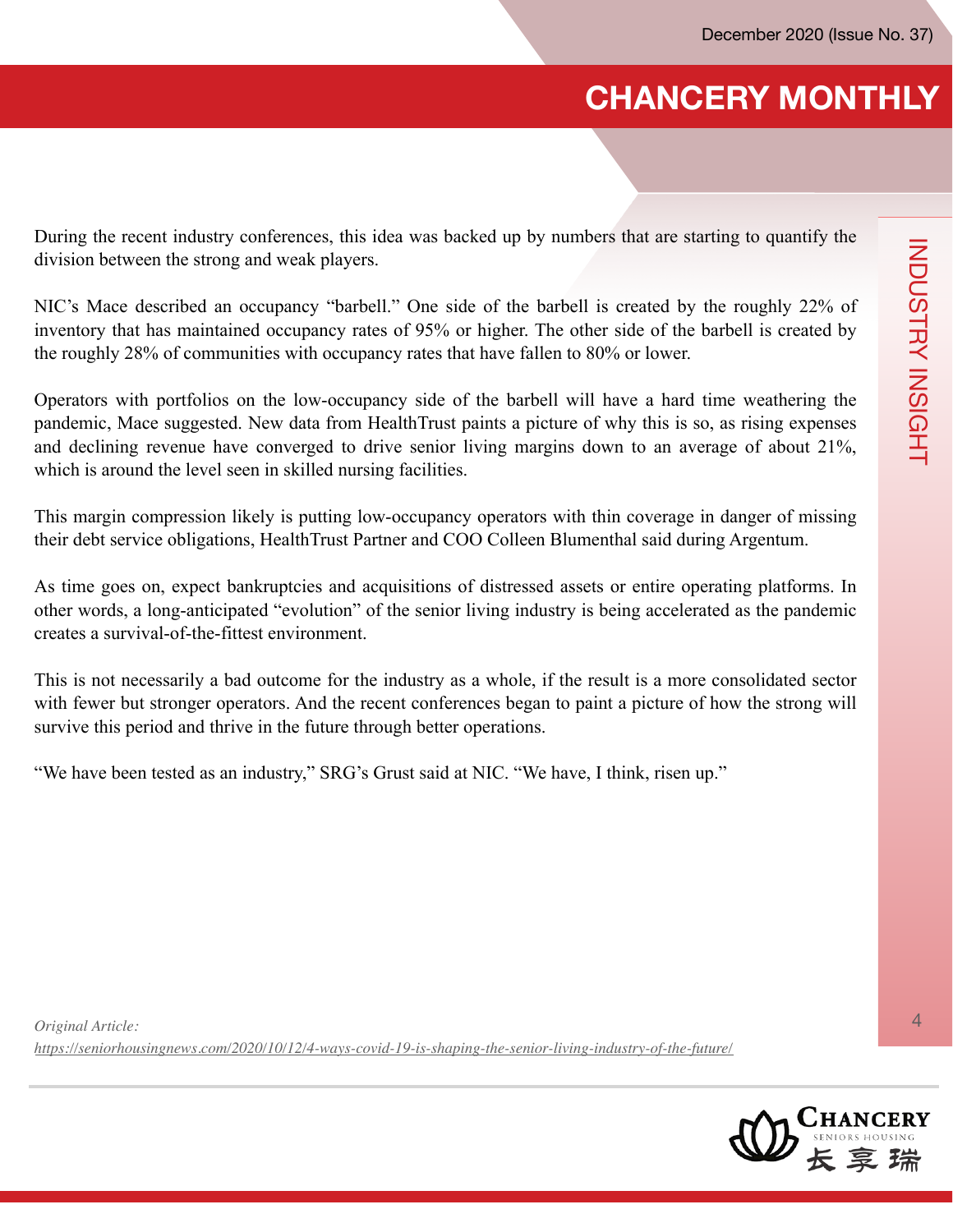During the recent industry conferences, this idea was backed up by numbers that are starting to quantify the division between the strong and weak players.

NIC's Mace described an occupancy "barbell." One side of the barbell is created by the roughly 22% of inventory that has maintained occupancy rates of 95% or higher. The other side of the barbell is created by the roughly 28% of communities with occupancy rates that have fallen to 80% or lower.

Operators with portfolios on the low-occupancy side of the barbell will have a hard time weathering the pandemic, Mace suggested. New data from HealthTrust paints a picture of why this is so, as rising expenses and declining revenue have converged to drive senior living margins down to an average of about 21%, which is around the level seen in skilled nursing facilities.

This margin compression likely is putting low-occupancy operators with thin coverage in danger of missing their debt service obligations, HealthTrust Partner and COO Colleen Blumenthal said during Argentum.

As time goes on, expect bankruptcies and acquisitions of distressed assets or entire operating platforms. In other words, a long-anticipated "evolution" of the senior living industry is being accelerated as the pandemic creates a survival-of-the-fittest environment.

This is not necessarily a bad outcome for the industry as a whole, if the result is a more consolidated sector with fewer but stronger operators. And the recent conferences began to paint a picture of how the strong will survive this period and thrive in the future through better operations.

"We have been tested as an industry," SRG's Grust said at NIC. "We have, I think, risen up."

*Original Article:*
*https://seniorhousingnews.com/2020/10/12/4-ways-covid-19-is-shaping-the-senior-living-industry-of-the-future/*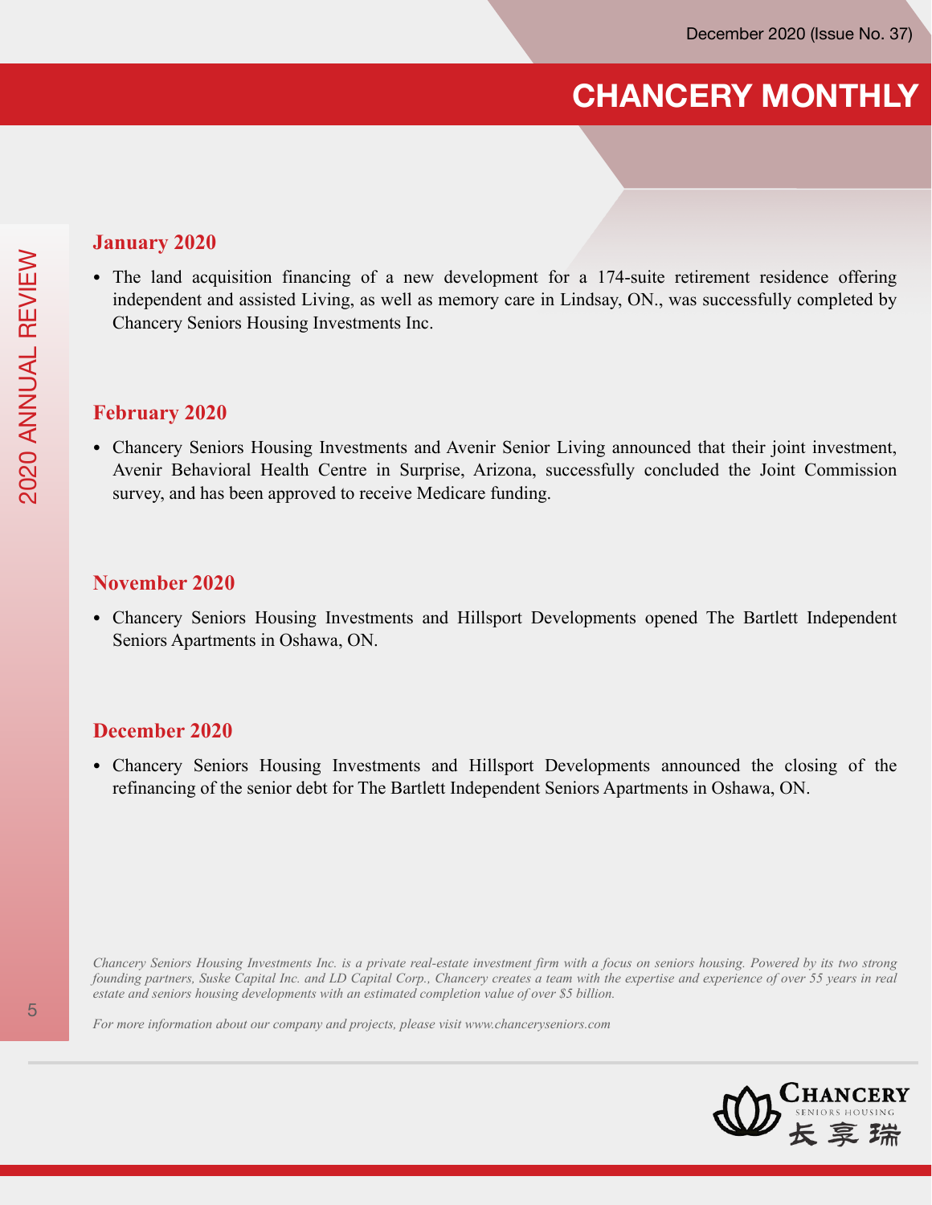## January 2020

- The land acquisition financing of a new development for a 174-suite retirement residence offering independent and assisted Living, as well as memory care in Lindsay, ON., was successfully completed by Chancery Seniors Housing Investments Inc.

## February 2020

- Chancery Seniors Housing Investments and Avenir Senior Living announced that their joint investment, Avenir Behavioral Health Centre in Surprise, Arizona, successfully concluded the Joint Commission survey, and has been approved to receive Medicare funding.

## November 2020

- Chancery Seniors Housing Investments and Hillsport Developments opened The Bartlett Independent Seniors Apartments in Oshawa, ON.

## December 2020

- Chancery Seniors Housing Investments and Hillsport Developments announced the closing of the refinancing of the senior debt for The Bartlett Independent Seniors Apartments in Oshawa, ON.

*Chancery Seniors Housing Investments Inc. is a private real-estate investment firm with a focus on seniors housing. Powered by its two strong founding partners, Suske Capital Inc. and LD Capital Corp., Chancery creates a team with the expertise and experience of over 55 years in real estate and seniors housing developments with an estimated completion value of over $5 billion.*

*For more information about our company and projects, please visit www.chancerseniors.com*

Chancery
SENIORS HOUSING
长享瑞